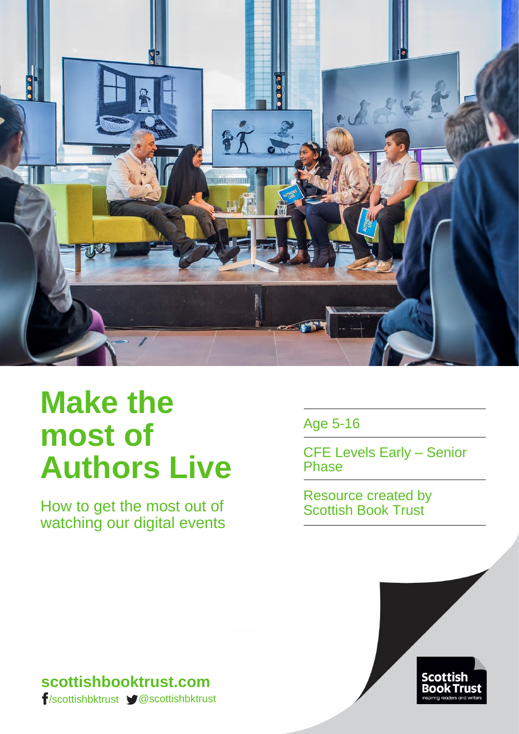# Make the most of Authors Live

How to get the most out of watching our digital events

Age 5-16

CFE Levels Early – Senior Phase

Resource created by Scottish Book Trust

**scottishbooktrust.com**

/scottishbktrust @scottishbktrust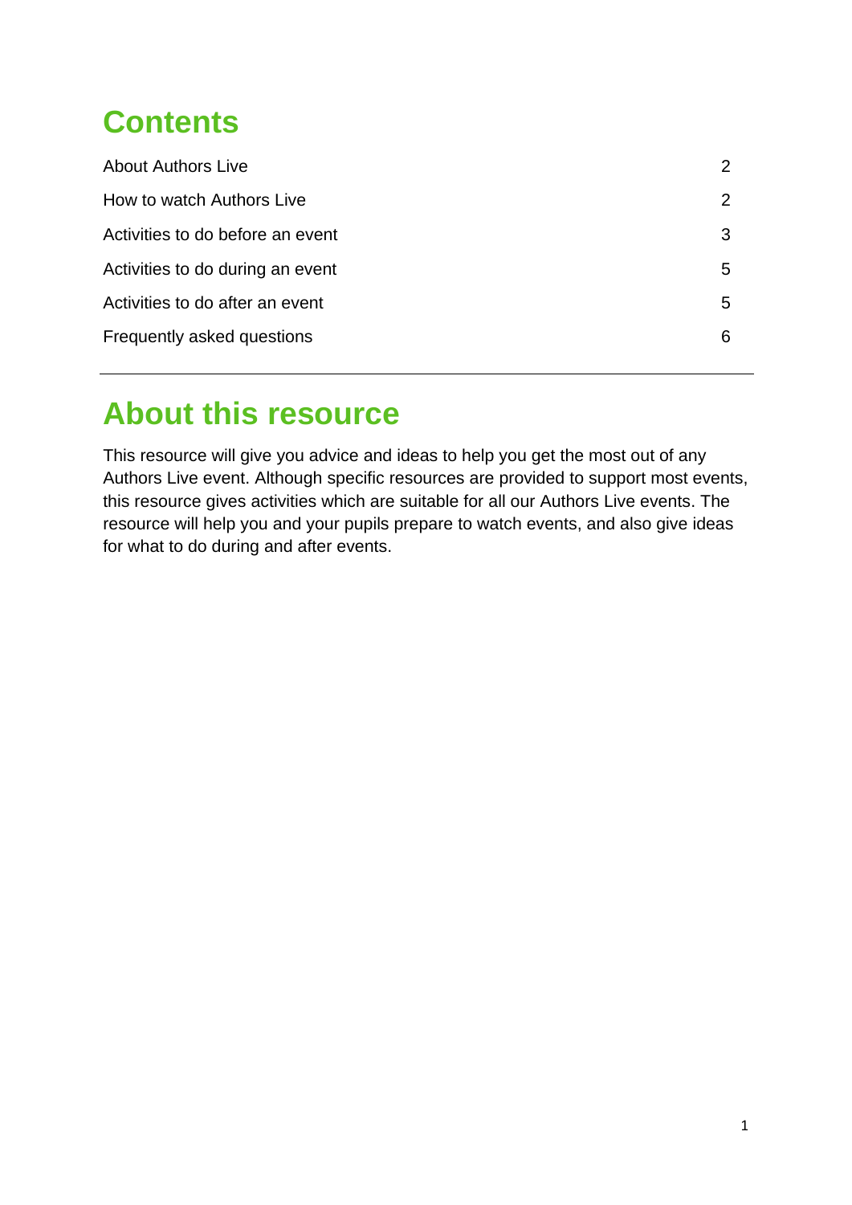# Contents

| | |
|---|---|
| About Authors Live | 2 |
| How to watch Authors Live | 2 |
| Activities to do before an event | 3 |
| Activities to do during an event | 5 |
| Activities to do after an event | 5 |
| Frequently asked questions | 6 |

---

# About this resource

This resource will give you advice and ideas to help you get the most out of any Authors Live event. Although specific resources are provided to support most events, this resource gives activities which are suitable for all our Authors Live events. The resource will help you and your pupils prepare to watch events, and also give ideas for what to do during and after events.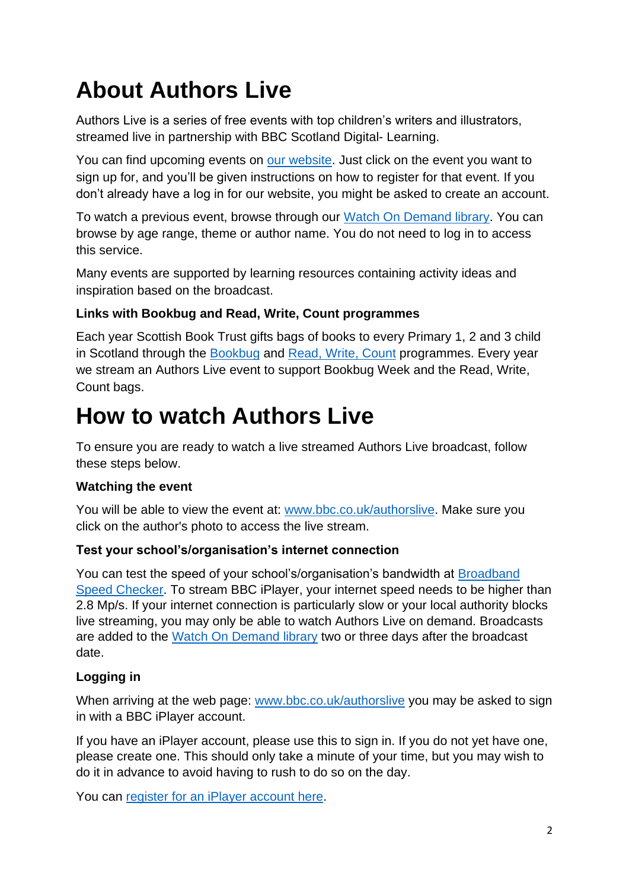# About Authors Live

Authors Live is a series of free events with top children's writers and illustrators, streamed live in partnership with BBC Scotland Digital- Learning.

You can find upcoming events on [our website](). Just click on the event you want to sign up for, and you'll be given instructions on how to register for that event. If you don't already have a log in for our website, you might be asked to create an account.

To watch a previous event, browse through our [Watch On Demand library](). You can browse by age range, theme or author name. You do not need to log in to access this service.

Many events are supported by learning resources containing activity ideas and inspiration based on the broadcast.

**Links with Bookbug and Read, Write, Count programmes**

Each year Scottish Book Trust gifts bags of books to every Primary 1, 2 and 3 child in Scotland through the [Bookbug]() and [Read, Write, Count]() programmes. Every year we stream an Authors Live event to support Bookbug Week and the Read, Write, Count bags.

# How to watch Authors Live

To ensure you are ready to watch a live streamed Authors Live broadcast, follow these steps below.

**Watching the event**

You will be able to view the event at: [www.bbc.co.uk/authorslive](www.bbc.co.uk/authorslive). Make sure you click on the author's photo to access the live stream.

**Test your school's/organisation's internet connection**

You can test the speed of your school's/organisation's bandwidth at [Broadband Speed Checker](). To stream BBC iPlayer, your internet speed needs to be higher than 2.8 Mp/s. If your internet connection is particularly slow or your local authority blocks live streaming, you may only be able to watch Authors Live on demand. Broadcasts are added to the [Watch On Demand library]() two or three days after the broadcast date.

**Logging in**

When arriving at the web page: [www.bbc.co.uk/authorslive](www.bbc.co.uk/authorslive) you may be asked to sign in with a BBC iPlayer account.

If you have an iPlayer account, please use this to sign in. If you do not yet have one, please create one. This should only take a minute of your time, but you may wish to do it in advance to avoid having to rush to do so on the day.

You can [register for an iPlayer account here]().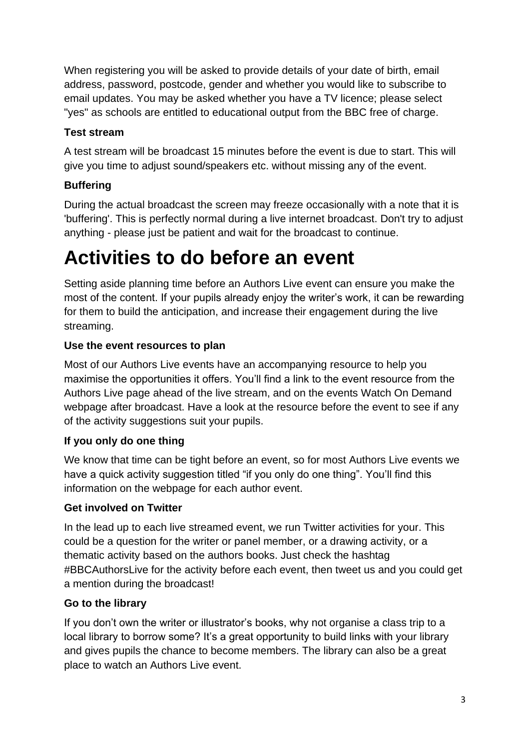When registering you will be asked to provide details of your date of birth, email address, password, postcode, gender and whether you would like to subscribe to email updates. You may be asked whether you have a TV licence; please select "yes" as schools are entitled to educational output from the BBC free of charge.

### Test stream

A test stream will be broadcast 15 minutes before the event is due to start. This will give you time to adjust sound/speakers etc. without missing any of the event.

### Buffering

During the actual broadcast the screen may freeze occasionally with a note that it is 'buffering'. This is perfectly normal during a live internet broadcast. Don't try to adjust anything - please just be patient and wait for the broadcast to continue.

# Activities to do before an event

Setting aside planning time before an Authors Live event can ensure you make the most of the content. If your pupils already enjoy the writer's work, it can be rewarding for them to build the anticipation, and increase their engagement during the live streaming.

### Use the event resources to plan

Most of our Authors Live events have an accompanying resource to help you maximise the opportunities it offers. You'll find a link to the event resource from the Authors Live page ahead of the live stream, and on the events Watch On Demand webpage after broadcast. Have a look at the resource before the event to see if any of the activity suggestions suit your pupils.

### If you only do one thing

We know that time can be tight before an event, so for most Authors Live events we have a quick activity suggestion titled "if you only do one thing". You'll find this information on the webpage for each author event.

### Get involved on Twitter

In the lead up to each live streamed event, we run Twitter activities for your. This could be a question for the writer or panel member, or a drawing activity, or a thematic activity based on the authors books. Just check the hashtag #BBCAuthorsLive for the activity before each event, then tweet us and you could get a mention during the broadcast!

### Go to the library

If you don't own the writer or illustrator's books, why not organise a class trip to a local library to borrow some? It's a great opportunity to build links with your library and gives pupils the chance to become members. The library can also be a great place to watch an Authors Live event.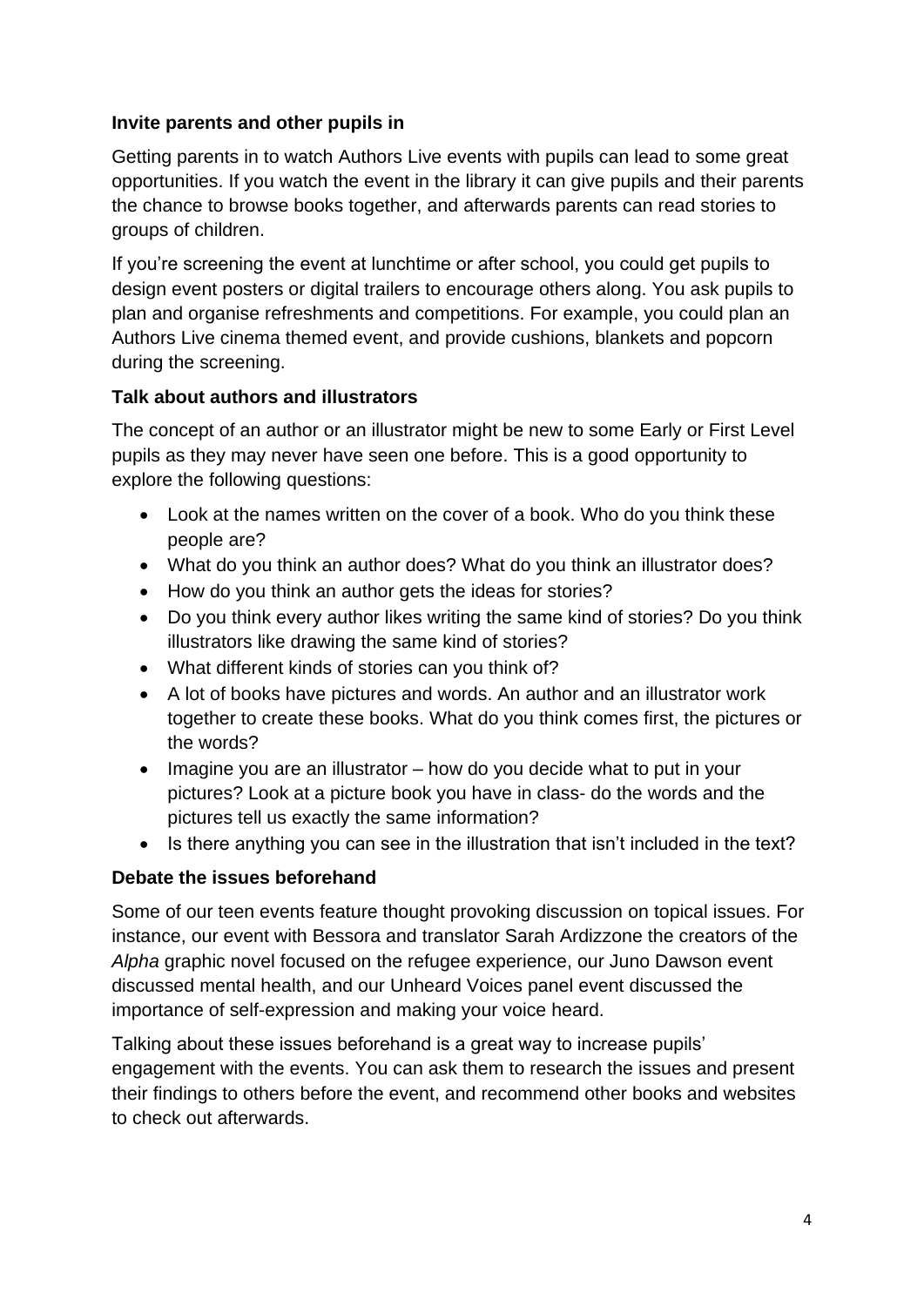### Invite parents and other pupils in

Getting parents in to watch Authors Live events with pupils can lead to some great opportunities. If you watch the event in the library it can give pupils and their parents the chance to browse books together, and afterwards parents can read stories to groups of children.

If you're screening the event at lunchtime or after school, you could get pupils to design event posters or digital trailers to encourage others along. You ask pupils to plan and organise refreshments and competitions. For example, you could plan an Authors Live cinema themed event, and provide cushions, blankets and popcorn during the screening.

### Talk about authors and illustrators

The concept of an author or an illustrator might be new to some Early or First Level pupils as they may never have seen one before. This is a good opportunity to explore the following questions:

- Look at the names written on the cover of a book. Who do you think these people are?
- What do you think an author does? What do you think an illustrator does?
- How do you think an author gets the ideas for stories?
- Do you think every author likes writing the same kind of stories? Do you think illustrators like drawing the same kind of stories?
- What different kinds of stories can you think of?
- A lot of books have pictures and words. An author and an illustrator work together to create these books. What do you think comes first, the pictures or the words?
- Imagine you are an illustrator – how do you decide what to put in your pictures? Look at a picture book you have in class- do the words and the pictures tell us exactly the same information?
- Is there anything you can see in the illustration that isn't included in the text?

### Debate the issues beforehand

Some of our teen events feature thought provoking discussion on topical issues. For instance, our event with Bessora and translator Sarah Ardizzone the creators of the *Alpha* graphic novel focused on the refugee experience, our Juno Dawson event discussed mental health, and our Unheard Voices panel event discussed the importance of self-expression and making your voice heard.

Talking about these issues beforehand is a great way to increase pupils' engagement with the events. You can ask them to research the issues and present their findings to others before the event, and recommend other books and websites to check out afterwards.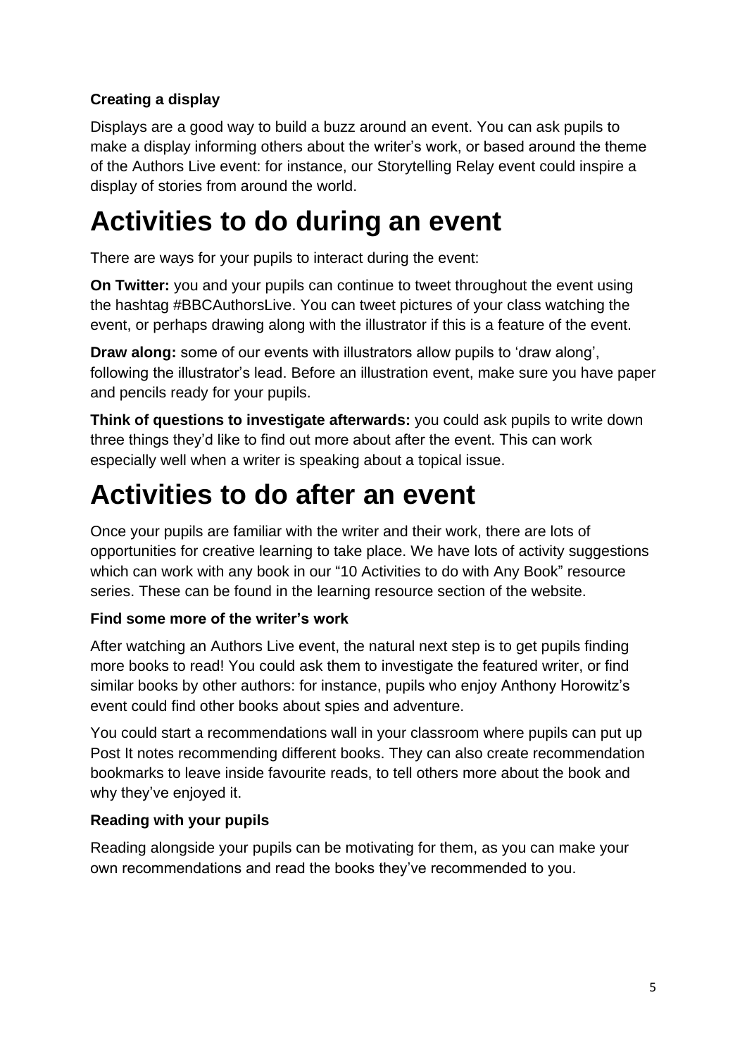### Creating a display

Displays are a good way to build a buzz around an event. You can ask pupils to make a display informing others about the writer's work, or based around the theme of the Authors Live event: for instance, our Storytelling Relay event could inspire a display of stories from around the world.

# Activities to do during an event

There are ways for your pupils to interact during the event:

**On Twitter:** you and your pupils can continue to tweet throughout the event using the hashtag #BBCAuthorsLive. You can tweet pictures of your class watching the event, or perhaps drawing along with the illustrator if this is a feature of the event.

**Draw along:** some of our events with illustrators allow pupils to 'draw along', following the illustrator's lead. Before an illustration event, make sure you have paper and pencils ready for your pupils.

**Think of questions to investigate afterwards:** you could ask pupils to write down three things they'd like to find out more about after the event. This can work especially well when a writer is speaking about a topical issue.

# Activities to do after an event

Once your pupils are familiar with the writer and their work, there are lots of opportunities for creative learning to take place. We have lots of activity suggestions which can work with any book in our "10 Activities to do with Any Book" resource series. These can be found in the learning resource section of the website.

### Find some more of the writer's work

After watching an Authors Live event, the natural next step is to get pupils finding more books to read! You could ask them to investigate the featured writer, or find similar books by other authors: for instance, pupils who enjoy Anthony Horowitz's event could find other books about spies and adventure.

You could start a recommendations wall in your classroom where pupils can put up Post It notes recommending different books. They can also create recommendation bookmarks to leave inside favourite reads, to tell others more about the book and why they've enjoyed it.

### Reading with your pupils

Reading alongside your pupils can be motivating for them, as you can make your own recommendations and read the books they've recommended to you.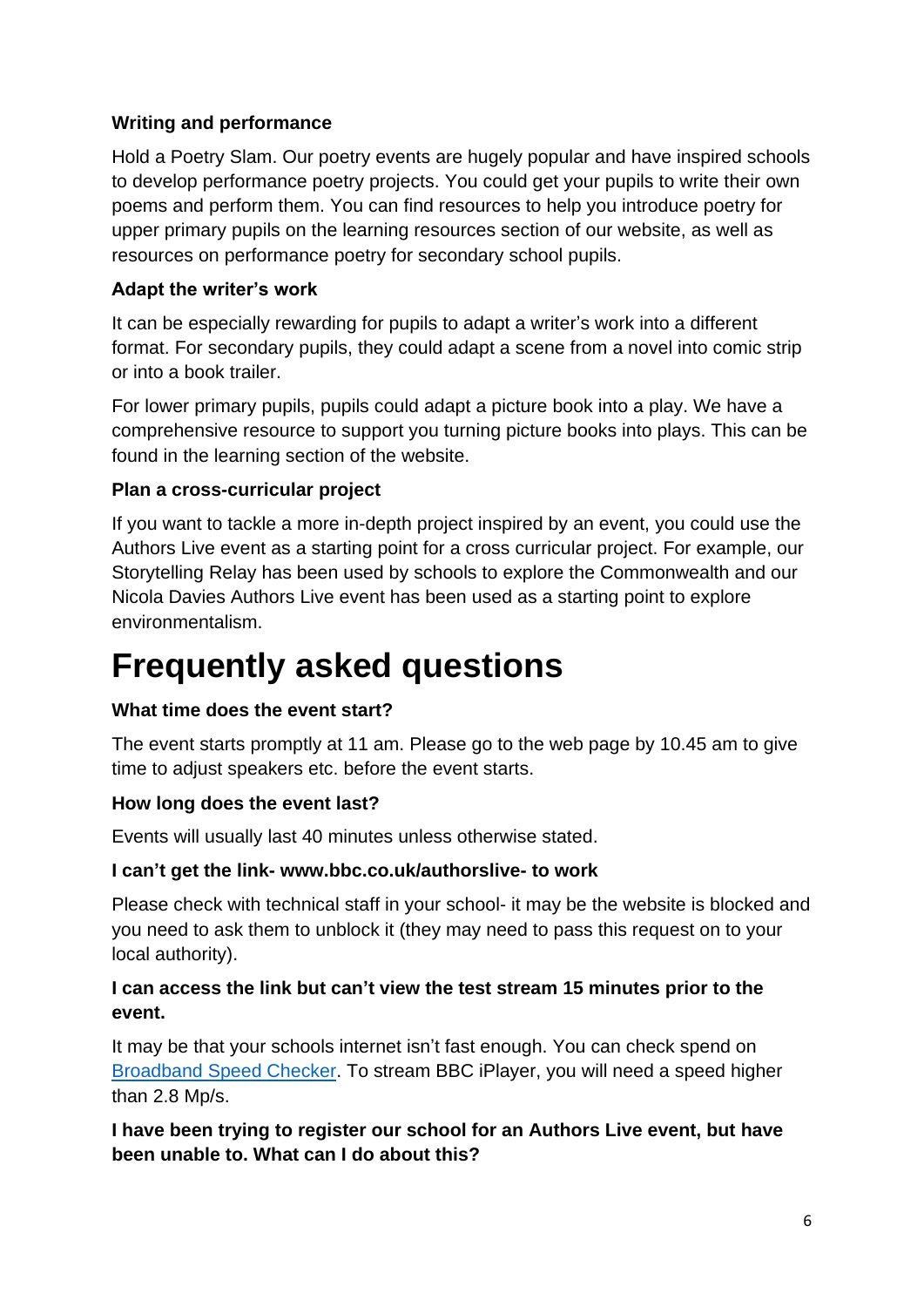### Writing and performance

Hold a Poetry Slam. Our poetry events are hugely popular and have inspired schools to develop performance poetry projects. You could get your pupils to write their own poems and perform them. You can find resources to help you introduce poetry for upper primary pupils on the learning resources section of our website, as well as resources on performance poetry for secondary school pupils.

### Adapt the writer's work

It can be especially rewarding for pupils to adapt a writer's work into a different format. For secondary pupils, they could adapt a scene from a novel into comic strip or into a book trailer.

For lower primary pupils, pupils could adapt a picture book into a play. We have a comprehensive resource to support you turning picture books into plays. This can be found in the learning section of the website.

### Plan a cross-curricular project

If you want to tackle a more in-depth project inspired by an event, you could use the Authors Live event as a starting point for a cross curricular project. For example, our Storytelling Relay has been used by schools to explore the Commonwealth and our Nicola Davies Authors Live event has been used as a starting point to explore environmentalism.

# Frequently asked questions

### What time does the event start?

The event starts promptly at 11 am. Please go to the web page by 10.45 am to give time to adjust speakers etc. before the event starts.

### How long does the event last?

Events will usually last 40 minutes unless otherwise stated.

### I can't get the link- www.bbc.co.uk/authorslive- to work

Please check with technical staff in your school- it may be the website is blocked and you need to ask them to unblock it (they may need to pass this request on to your local authority).

### I can access the link but can't view the test stream 15 minutes prior to the event.

It may be that your schools internet isn't fast enough. You can check spend on [Broadband Speed Checker](). To stream BBC iPlayer, you will need a speed higher than 2.8 Mp/s.

### I have been trying to register our school for an Authors Live event, but have been unable to. What can I do about this?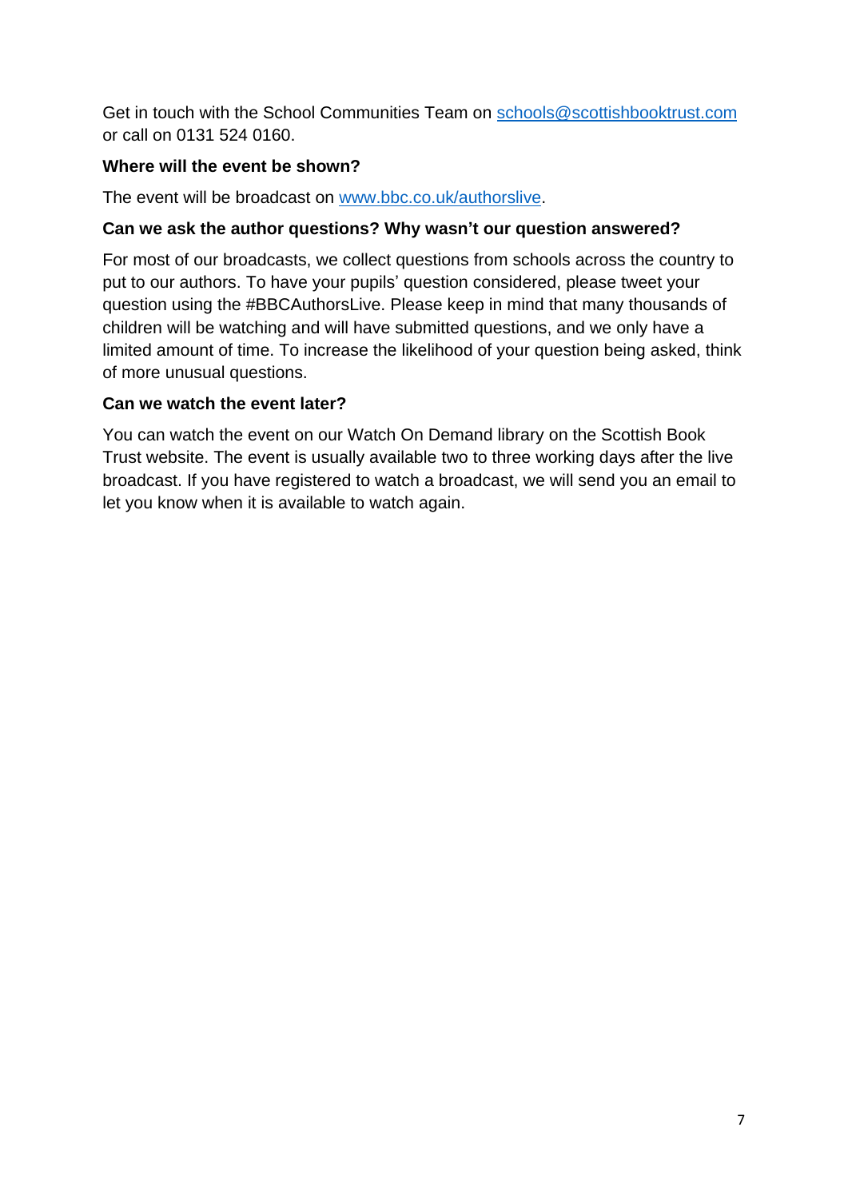Get in touch with the School Communities Team on [schools@scottishbooktrust.com](mailto:schools@scottishbooktrust.com) or call on 0131 524 0160.

**Where will the event be shown?**

The event will be broadcast on [www.bbc.co.uk/authorslive](http://www.bbc.co.uk/authorslive).

**Can we ask the author questions? Why wasn't our question answered?**

For most of our broadcasts, we collect questions from schools across the country to put to our authors. To have your pupils' question considered, please tweet your question using the #BBCAuthorsLive. Please keep in mind that many thousands of children will be watching and will have submitted questions, and we only have a limited amount of time. To increase the likelihood of your question being asked, think of more unusual questions.

**Can we watch the event later?**

You can watch the event on our Watch On Demand library on the Scottish Book Trust website. The event is usually available two to three working days after the live broadcast. If you have registered to watch a broadcast, we will send you an email to let you know when it is available to watch again.